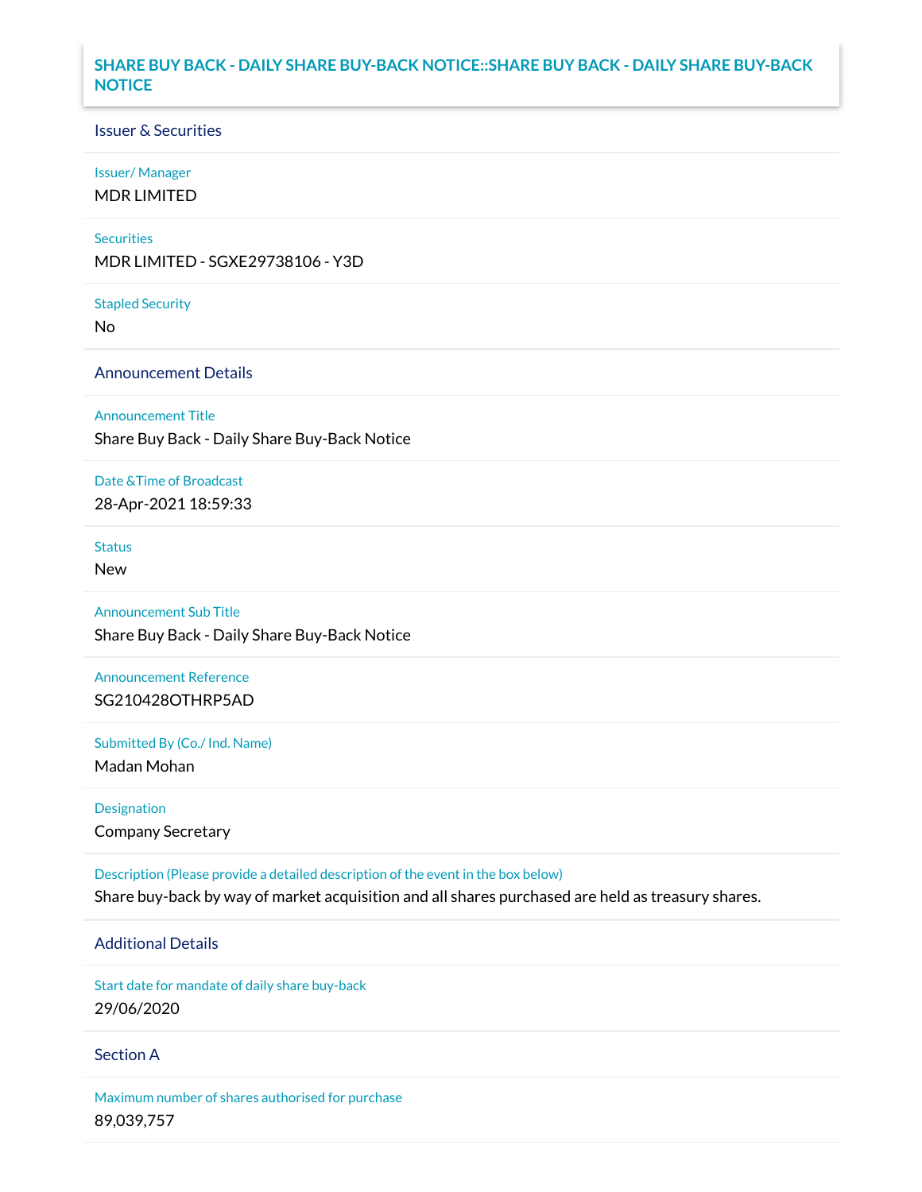# SHARE BUY BACK - DAILY SHARE BUY-BACK NOTICE::SHARE BUY BACK - DAILY SHARE BUY-BACK NOTICE

## Issuer & Securities

**Issuer/ Manager**

MDR LIMITED

**Securities**

MDR LIMITED - SGXE29738106 - Y3D

**Stapled Security**

No

## Announcement Details

**Announcement Title**

Share Buy Back - Daily Share Buy-Back Notice

**Date &Time of Broadcast**

28-Apr-2021 18:59:33

**Status**

New

**Announcement Sub Title**

Share Buy Back - Daily Share Buy-Back Notice

**Announcement Reference**

SG210428OTHRP5AD

**Submitted By (Co./ Ind. Name)**

Madan Mohan

**Designation**

Company Secretary

**Description (Please provide a detailed description of the event in the box below)**

Share buy-back by way of market acquisition and all shares purchased are held as treasury shares.

## Additional Details

**Start date for mandate of daily share buy-back**

29/06/2020

## Section A

**Maximum number of shares authorised for purchase**

89,039,757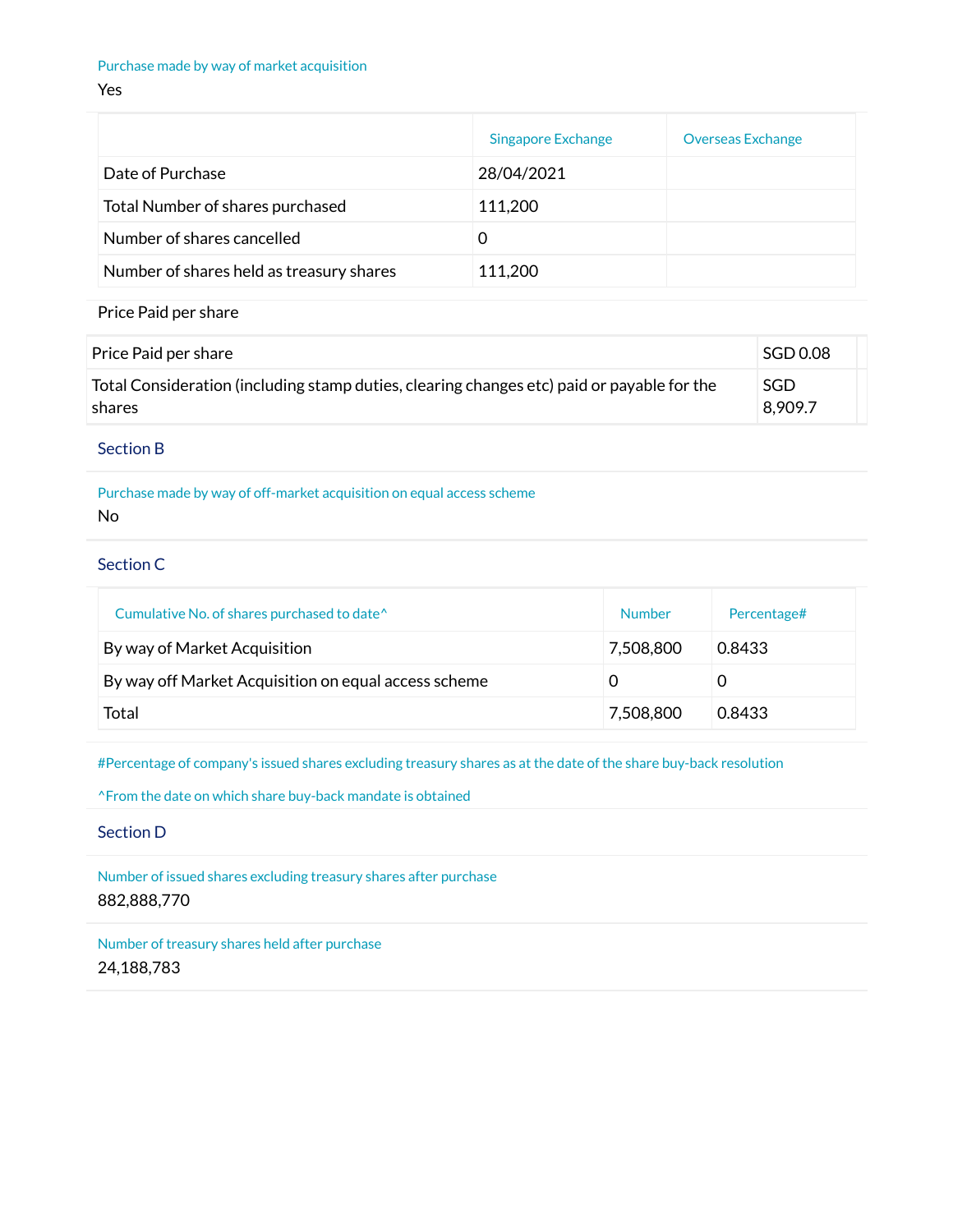Purchase made by way of market acquisition

Yes

| | Singapore Exchange | Overseas Exchange |
|---|---|---|
| Date of Purchase | 28/04/2021 | |
| Total Number of shares purchased | 111,200 | |
| Number of shares cancelled | 0 | |
| Number of shares held as treasury shares | 111,200 | |

Price Paid per share

| | | |
|---|---|---|
| Price Paid per share | SGD 0.08 | |
| Total Consideration (including stamp duties, clearing changes etc) paid or payable for the shares | SGD 8,909.7 | |

## Section B

Purchase made by way of off-market acquisition on equal access scheme

No

## Section C

| Cumulative No. of shares purchased to date^ | Number | Percentage# |
|---|---|---|
| By way of Market Acquisition | 7,508,800 | 0.8433 |
| By way off Market Acquisition on equal access scheme | 0 | 0 |
| Total | 7,508,800 | 0.8433 |

#Percentage of company's issued shares excluding treasury shares as at the date of the share buy-back resolution

^From the date on which share buy-back mandate is obtained

## Section D

Number of issued shares excluding treasury shares after purchase

882,888,770

Number of treasury shares held after purchase

24,188,783